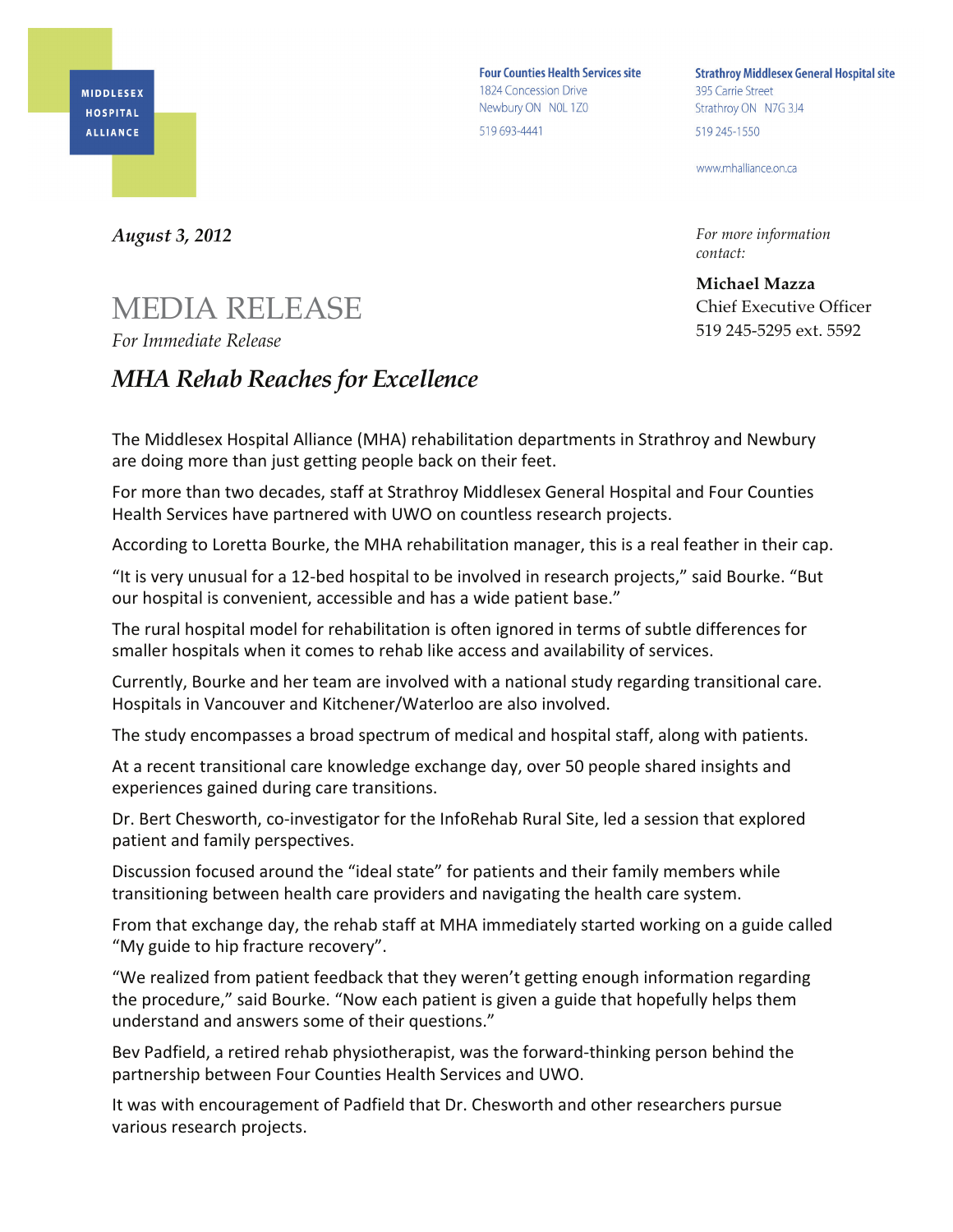MIDDLESEX HOSPITAL ALLIANCE

**Four Counties Health Services site**
1824 Concession Drive
Newbury ON N0L 1Z0
519 693-4441

**Strathroy Middlesex General Hospital site**
395 Carrie Street
Strathroy ON N7G 3J4
519 245-1550

www.mhalliance.on.ca

***August 3, 2012***

*For more information contact:*

**Michael Mazza**
Chief Executive Officer
519 245-5295 ext. 5592

# MEDIA RELEASE

*For Immediate Release*

## *MHA Rehab Reaches for Excellence*

The Middlesex Hospital Alliance (MHA) rehabilitation departments in Strathroy and Newbury are doing more than just getting people back on their feet.

For more than two decades, staff at Strathroy Middlesex General Hospital and Four Counties Health Services have partnered with UWO on countless research projects.

According to Loretta Bourke, the MHA rehabilitation manager, this is a real feather in their cap.

"It is very unusual for a 12-bed hospital to be involved in research projects," said Bourke. "But our hospital is convenient, accessible and has a wide patient base."

The rural hospital model for rehabilitation is often ignored in terms of subtle differences for smaller hospitals when it comes to rehab like access and availability of services.

Currently, Bourke and her team are involved with a national study regarding transitional care. Hospitals in Vancouver and Kitchener/Waterloo are also involved.

The study encompasses a broad spectrum of medical and hospital staff, along with patients.

At a recent transitional care knowledge exchange day, over 50 people shared insights and experiences gained during care transitions.

Dr. Bert Chesworth, co-investigator for the InfoRehab Rural Site, led a session that explored patient and family perspectives.

Discussion focused around the "ideal state" for patients and their family members while transitioning between health care providers and navigating the health care system.

From that exchange day, the rehab staff at MHA immediately started working on a guide called "My guide to hip fracture recovery".

"We realized from patient feedback that they weren't getting enough information regarding the procedure," said Bourke. "Now each patient is given a guide that hopefully helps them understand and answers some of their questions."

Bev Padfield, a retired rehab physiotherapist, was the forward-thinking person behind the partnership between Four Counties Health Services and UWO.

It was with encouragement of Padfield that Dr. Chesworth and other researchers pursue various research projects.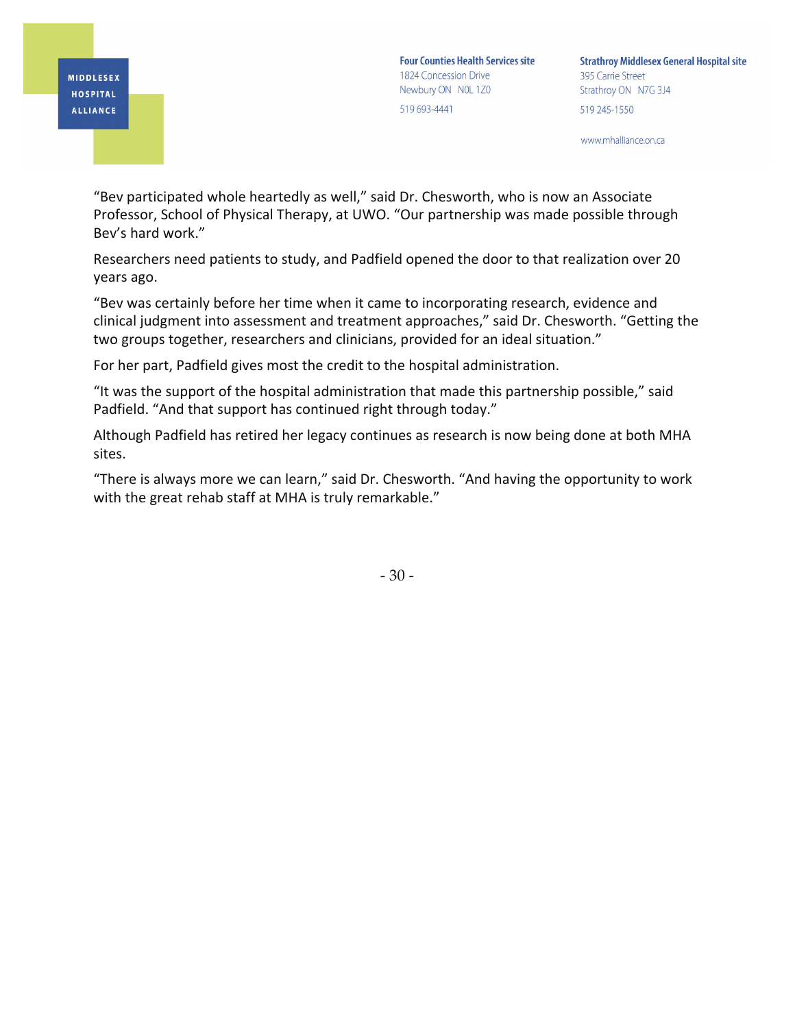“Bev participated whole heartedly as well,” said Dr. Chesworth, who is now an Associate Professor, School of Physical Therapy, at UWO. “Our partnership was made possible through Bev’s hard work.”

Researchers need patients to study, and Padfield opened the door to that realization over 20 years ago.

“Bev was certainly before her time when it came to incorporating research, evidence and clinical judgment into assessment and treatment approaches,” said Dr. Chesworth. “Getting the two groups together, researchers and clinicians, provided for an ideal situation.”

For her part, Padfield gives most the credit to the hospital administration.

“It was the support of the hospital administration that made this partnership possible,” said Padfield. “And that support has continued right through today.”

Although Padfield has retired her legacy continues as research is now being done at both MHA sites.

“There is always more we can learn,” said Dr. Chesworth. “And having the opportunity to work with the great rehab staff at MHA is truly remarkable.”